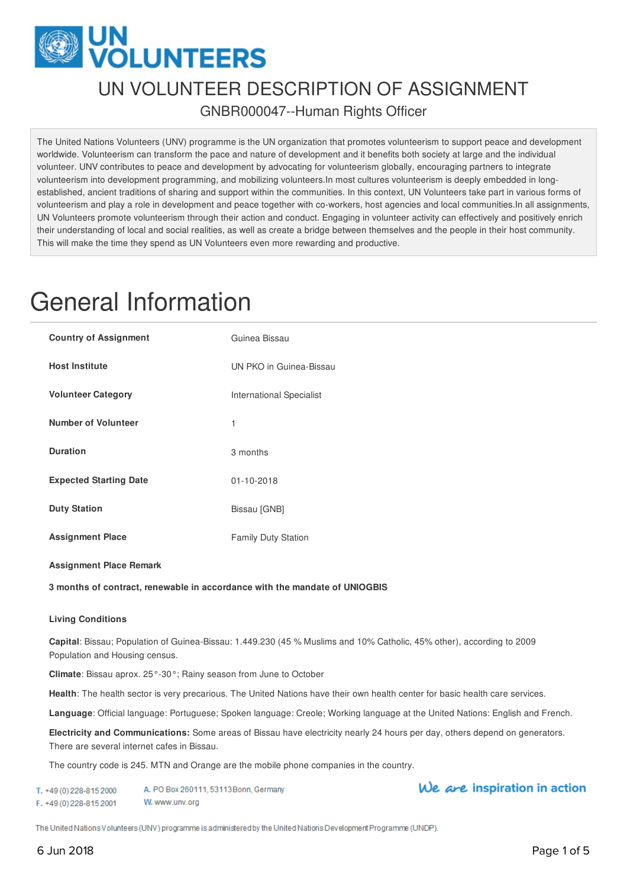# UN VOLUNTEER DESCRIPTION OF ASSIGNMENT

## GNBR000047--Human Rights Officer

The United Nations Volunteers (UNV) programme is the UN organization that promotes volunteerism to support peace and development worldwide. Volunteerism can transform the pace and nature of development and it benefits both society at large and the individual volunteer. UNV contributes to peace and development by advocating for volunteerism globally, encouraging partners to integrate volunteerism into development programming, and mobilizing volunteers.In most cultures volunteerism is deeply embedded in long-established, ancient traditions of sharing and support within the communities. In this context, UN Volunteers take part in various forms of volunteerism and play a role in development and peace together with co-workers, host agencies and local communities.In all assignments, UN Volunteers promote volunteerism through their action and conduct. Engaging in volunteer activity can effectively and positively enrich their understanding of local and social realities, as well as create a bridge between themselves and the people in their host community. This will make the time they spend as UN Volunteers even more rewarding and productive.

# General Information

| | |
|---|---|
| **Country of Assignment** | Guinea Bissau |
| **Host Institute** | UN PKO in Guinea-Bissau |
| **Volunteer Category** | International Specialist |
| **Number of Volunteer** | 1 |
| **Duration** | 3 months |
| **Expected Starting Date** | 01-10-2018 |
| **Duty Station** | Bissau [GNB] |
| **Assignment Place** | Family Duty Station |

**Assignment Place Remark**

**3 months of contract, renewable in accordance with the mandate of UNIOGBIS**

**Living Conditions**

**Capital**: Bissau; Population of Guinea-Bissau: 1.449.230 (45 % Muslims and 10% Catholic, 45% other), according to 2009 Population and Housing census.

**Climate**: Bissau aprox. 25°-30°; Rainy season from June to October

**Health**: The health sector is very precarious. The United Nations have their own health center for basic health care services.

**Language**: Official language: Portuguese; Spoken language: Creole; Working language at the United Nations: English and French.

**Electricity and Communications:** Some areas of Bissau have electricity nearly 24 hours per day, others depend on generators. There are several internet cafes in Bissau.

The country code is 245. MTN and Orange are the mobile phone companies in the country.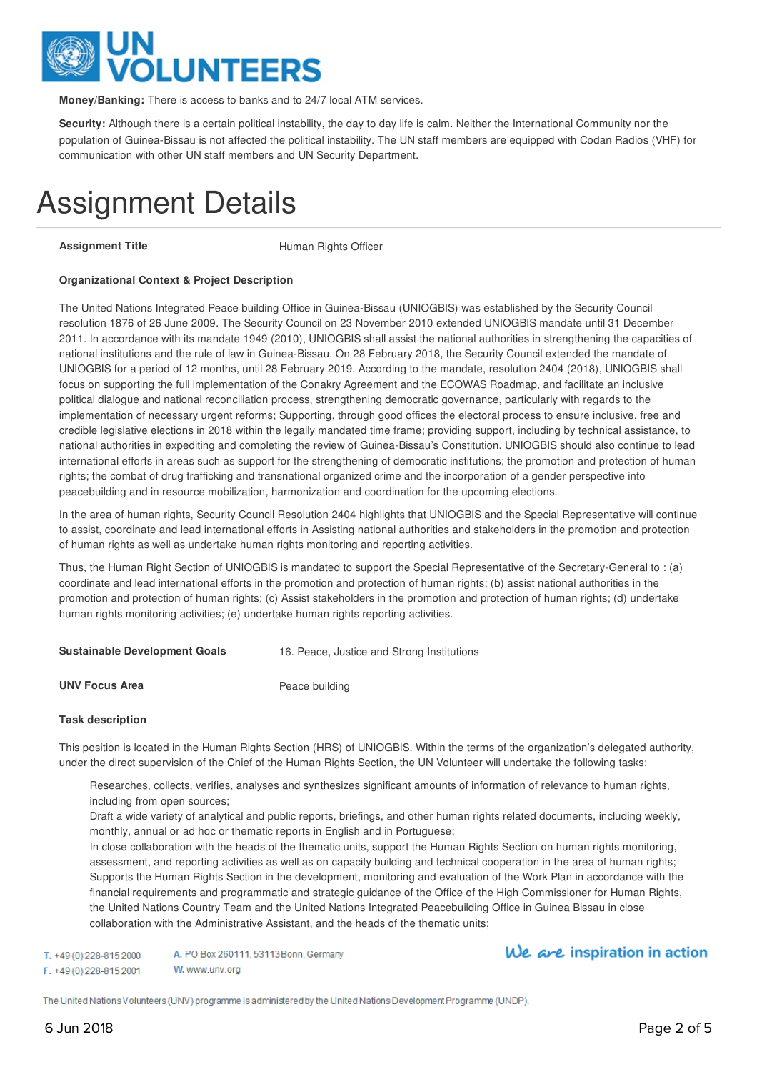**Money/Banking:** There is access to banks and to 24/7 local ATM services.

**Security:** Although there is a certain political instability, the day to day life is calm. Neither the International Community nor the population of Guinea-Bissau is not affected the political instability. The UN staff members are equipped with Codan Radios (VHF) for communication with other UN staff members and UN Security Department.

# Assignment Details

**Assignment Title** Human Rights Officer

**Organizational Context & Project Description**

The United Nations Integrated Peace building Office in Guinea-Bissau (UNIOGBIS) was established by the Security Council resolution 1876 of 26 June 2009. The Security Council on 23 November 2010 extended UNIOGBIS mandate until 31 December 2011. In accordance with its mandate 1949 (2010), UNIOGBIS shall assist the national authorities in strengthening the capacities of national institutions and the rule of law in Guinea-Bissau. On 28 February 2018, the Security Council extended the mandate of UNIOGBIS for a period of 12 months, until 28 February 2019. According to the mandate, resolution 2404 (2018), UNIOGBIS shall focus on supporting the full implementation of the Conakry Agreement and the ECOWAS Roadmap, and facilitate an inclusive political dialogue and national reconciliation process, strengthening democratic governance, particularly with regards to the implementation of necessary urgent reforms; Supporting, through good offices the electoral process to ensure inclusive, free and credible legislative elections in 2018 within the legally mandated time frame; providing support, including by technical assistance, to national authorities in expediting and completing the review of Guinea-Bissau's Constitution. UNIOGBIS should also continue to lead international efforts in areas such as support for the strengthening of democratic institutions; the promotion and protection of human rights; the combat of drug trafficking and transnational organized crime and the incorporation of a gender perspective into peacebuilding and in resource mobilization, harmonization and coordination for the upcoming elections.

In the area of human rights, Security Council Resolution 2404 highlights that UNIOGBIS and the Special Representative will continue to assist, coordinate and lead international efforts in Assisting national authorities and stakeholders in the promotion and protection of human rights as well as undertake human rights monitoring and reporting activities.

Thus, the Human Right Section of UNIOGBIS is mandated to support the Special Representative of the Secretary-General to : (a) coordinate and lead international efforts in the promotion and protection of human rights; (b) assist national authorities in the promotion and protection of human rights; (c) Assist stakeholders in the promotion and protection of human rights; (d) undertake human rights monitoring activities; (e) undertake human rights reporting activities.

**Sustainable Development Goals** 16. Peace, Justice and Strong Institutions

**UNV Focus Area** Peace building

**Task description**

This position is located in the Human Rights Section (HRS) of UNIOGBIS. Within the terms of the organization's delegated authority, under the direct supervision of the Chief of the Human Rights Section, the UN Volunteer will undertake the following tasks:

- Researches, collects, verifies, analyses and synthesizes significant amounts of information of relevance to human rights, including from open sources;
- Draft a wide variety of analytical and public reports, briefings, and other human rights related documents, including weekly, monthly, annual or ad hoc or thematic reports in English and in Portuguese;
- In close collaboration with the heads of the thematic units, support the Human Rights Section on human rights monitoring, assessment, and reporting activities as well as on capacity building and technical cooperation in the area of human rights;
- Supports the Human Rights Section in the development, monitoring and evaluation of the Work Plan in accordance with the financial requirements and programmatic and strategic guidance of the Office of the High Commissioner for Human Rights, the United Nations Country Team and the United Nations Integrated Peacebuilding Office in Guinea Bissau in close collaboration with the Administrative Assistant, and the heads of the thematic units;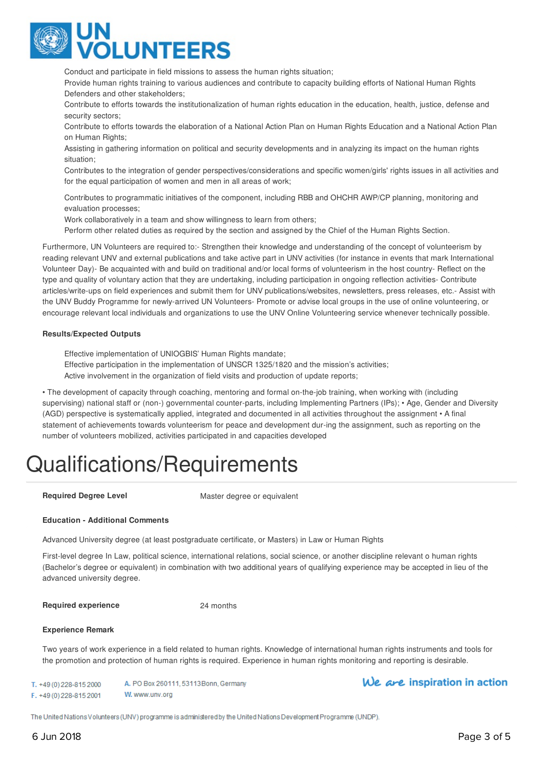- Conduct and participate in field missions to assess the human rights situation;
- Provide human rights training to various audiences and contribute to capacity building efforts of National Human Rights Defenders and other stakeholders;
- Contribute to efforts towards the institutionalization of human rights education in the education, health, justice, defense and security sectors;
- Contribute to efforts towards the elaboration of a National Action Plan on Human Rights Education and a National Action Plan on Human Rights;
- Assisting in gathering information on political and security developments and in analyzing its impact on the human rights situation;
- Contributes to the integration of gender perspectives/considerations and specific women/girls' rights issues in all activities and for the equal participation of women and men in all areas of work;
- Contributes to programmatic initiatives of the component, including RBB and OHCHR AWP/CP planning, monitoring and evaluation processes;
- Work collaboratively in a team and show willingness to learn from others;
- Perform other related duties as required by the section and assigned by the Chief of the Human Rights Section.

Furthermore, UN Volunteers are required to:- Strengthen their knowledge and understanding of the concept of volunteerism by reading relevant UNV and external publications and take active part in UNV activities (for instance in events that mark International Volunteer Day)- Be acquainted with and build on traditional and/or local forms of volunteerism in the host country- Reflect on the type and quality of voluntary action that they are undertaking, including participation in ongoing reflection activities- Contribute articles/write-ups on field experiences and submit them for UNV publications/websites, newsletters, press releases, etc.- Assist with the UNV Buddy Programme for newly-arrived UN Volunteers- Promote or advise local groups in the use of online volunteering, or encourage relevant local individuals and organizations to use the UNV Online Volunteering service whenever technically possible.

**Results/Expected Outputs**

- Effective implementation of UNIOGBIS' Human Rights mandate;
- Effective participation in the implementation of UNSCR 1325/1820 and the mission's activities;
- Active involvement in the organization of field visits and production of update reports;

• The development of capacity through coaching, mentoring and formal on-the-job training, when working with (including supervising) national staff or (non-) governmental counter-parts, including Implementing Partners (IPs); • Age, Gender and Diversity (AGD) perspective is systematically applied, integrated and documented in all activities throughout the assignment • A final statement of achievements towards volunteerism for peace and development dur-ing the assignment, such as reporting on the number of volunteers mobilized, activities participated in and capacities developed

# Qualifications/Requirements

**Required Degree Level** Master degree or equivalent

**Education - Additional Comments**

Advanced University degree (at least postgraduate certificate, or Masters) in Law or Human Rights

First-level degree In Law, political science, international relations, social science, or another discipline relevant o human rights (Bachelor's degree or equivalent) in combination with two additional years of qualifying experience may be accepted in lieu of the advanced university degree.

**Required experience** 24 months

**Experience Remark**

Two years of work experience in a field related to human rights. Knowledge of international human rights instruments and tools for the promotion and protection of human rights is required. Experience in human rights monitoring and reporting is desirable.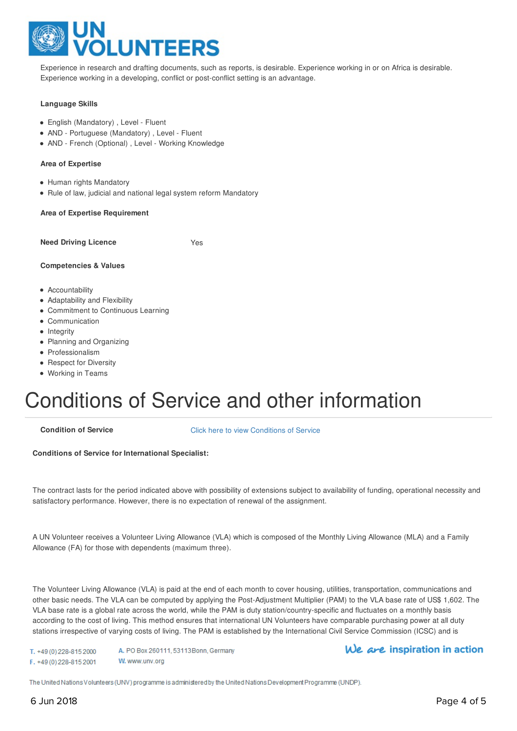Experience in research and drafting documents, such as reports, is desirable. Experience working in or on Africa is desirable. Experience working in a developing, conflict or post-conflict setting is an advantage.

**Language Skills**

- English (Mandatory) , Level - Fluent
- AND - Portuguese (Mandatory) , Level - Fluent
- AND - French (Optional) , Level - Working Knowledge

**Area of Expertise**

- Human rights Mandatory
- Rule of law, judicial and national legal system reform Mandatory

**Area of Expertise Requirement**

**Need Driving Licence** Yes

**Competencies & Values**

- Accountability
- Adaptability and Flexibility
- Commitment to Continuous Learning
- Communication
- Integrity
- Planning and Organizing
- Professionalism
- Respect for Diversity
- Working in Teams

# Conditions of Service and other information

**Condition of Service** Click here to view Conditions of Service

**Conditions of Service for International Specialist:**

The contract lasts for the period indicated above with possibility of extensions subject to availability of funding, operational necessity and satisfactory performance. However, there is no expectation of renewal of the assignment.

A UN Volunteer receives a Volunteer Living Allowance (VLA) which is composed of the Monthly Living Allowance (MLA) and a Family Allowance (FA) for those with dependents (maximum three).

The Volunteer Living Allowance (VLA) is paid at the end of each month to cover housing, utilities, transportation, communications and other basic needs. The VLA can be computed by applying the Post-Adjustment Multiplier (PAM) to the VLA base rate of US$ 1,602. The VLA base rate is a global rate across the world, while the PAM is duty station/country-specific and fluctuates on a monthly basis according to the cost of living. This method ensures that international UN Volunteers have comparable purchasing power at all duty stations irrespective of varying costs of living. The PAM is established by the International Civil Service Commission (ICSC) and is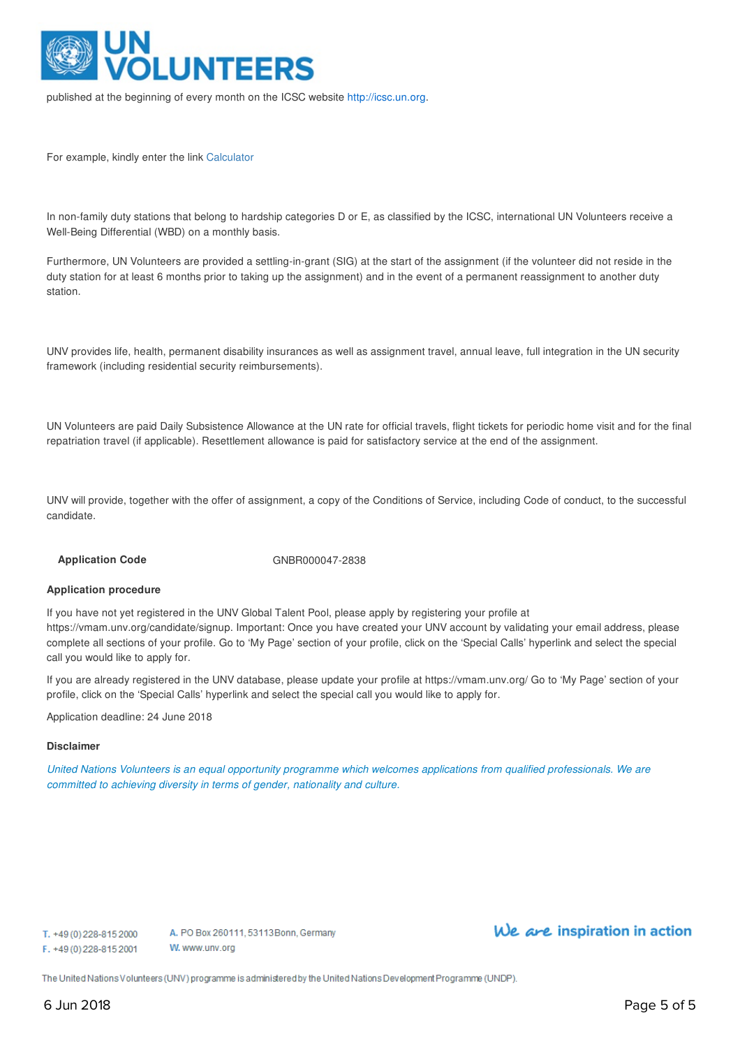published at the beginning of every month on the ICSC website http://icsc.un.org.

For example, kindly enter the link Calculator

In non-family duty stations that belong to hardship categories D or E, as classified by the ICSC, international UN Volunteers receive a Well-Being Differential (WBD) on a monthly basis.

Furthermore, UN Volunteers are provided a settling-in-grant (SIG) at the start of the assignment (if the volunteer did not reside in the duty station for at least 6 months prior to taking up the assignment) and in the event of a permanent reassignment to another duty station.

UNV provides life, health, permanent disability insurances as well as assignment travel, annual leave, full integration in the UN security framework (including residential security reimbursements).

UN Volunteers are paid Daily Subsistence Allowance at the UN rate for official travels, flight tickets for periodic home visit and for the final repatriation travel (if applicable). Resettlement allowance is paid for satisfactory service at the end of the assignment.

UNV will provide, together with the offer of assignment, a copy of the Conditions of Service, including Code of conduct, to the successful candidate.

**Application Code** GNBR000047-2838

**Application procedure**

If you have not yet registered in the UNV Global Talent Pool, please apply by registering your profile at https://vmam.unv.org/candidate/signup. Important: Once you have created your UNV account by validating your email address, please complete all sections of your profile. Go to 'My Page' section of your profile, click on the 'Special Calls' hyperlink and select the special call you would like to apply for.

If you are already registered in the UNV database, please update your profile at https://vmam.unv.org/ Go to 'My Page' section of your profile, click on the 'Special Calls' hyperlink and select the special call you would like to apply for.

Application deadline: 24 June 2018

**Disclaimer**

*United Nations Volunteers is an equal opportunity programme which welcomes applications from qualified professionals. We are committed to achieving diversity in terms of gender, nationality and culture.*